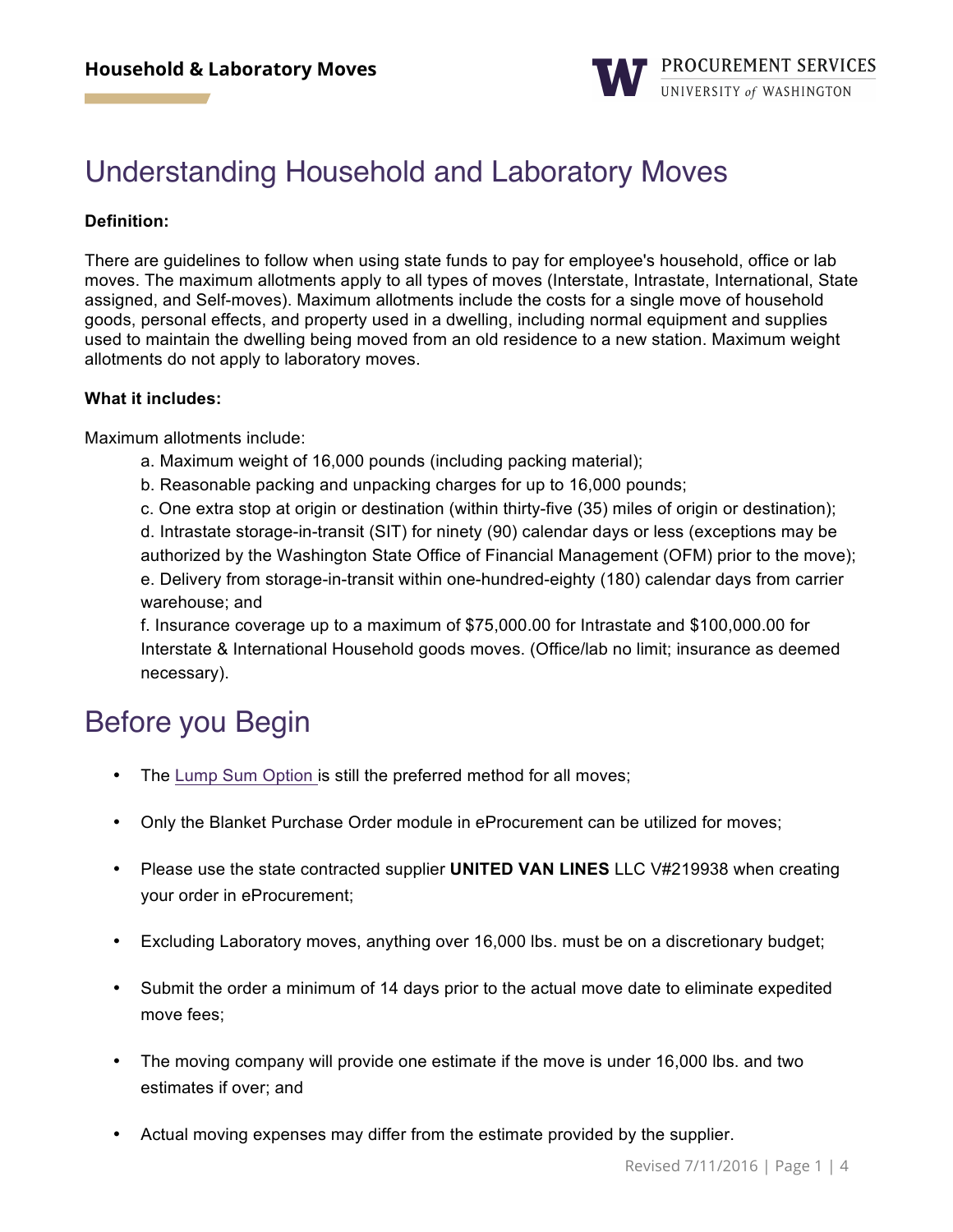# Understanding Household and Laboratory Moves

**Definition:**

There are guidelines to follow when using state funds to pay for employee's household, office or lab moves. The maximum allotments apply to all types of moves (Interstate, Intrastate, International, State assigned, and Self-moves). Maximum allotments include the costs for a single move of household goods, personal effects, and property used in a dwelling, including normal equipment and supplies used to maintain the dwelling being moved from an old residence to a new station. Maximum weight allotments do not apply to laboratory moves.

**What it includes:**

Maximum allotments include:

a. Maximum weight of 16,000 pounds (including packing material);
b. Reasonable packing and unpacking charges for up to 16,000 pounds;
c. One extra stop at origin or destination (within thirty-five (35) miles of origin or destination);
d. Intrastate storage-in-transit (SIT) for ninety (90) calendar days or less (exceptions may be authorized by the Washington State Office of Financial Management (OFM) prior to the move);
e. Delivery from storage-in-transit within one-hundred-eighty (180) calendar days from carrier warehouse; and
f. Insurance coverage up to a maximum of $75,000.00 for Intrastate and $100,000.00 for Interstate & International Household goods moves. (Office/lab no limit; insurance as deemed necessary).

# Before you Begin

- The Lump Sum Option is still the preferred method for all moves;
- Only the Blanket Purchase Order module in eProcurement can be utilized for moves;
- Please use the state contracted supplier **UNITED VAN LINES** LLC V#219938 when creating your order in eProcurement;
- Excluding Laboratory moves, anything over 16,000 lbs. must be on a discretionary budget;
- Submit the order a minimum of 14 days prior to the actual move date to eliminate expedited move fees;
- The moving company will provide one estimate if the move is under 16,000 lbs. and two estimates if over; and
- Actual moving expenses may differ from the estimate provided by the supplier.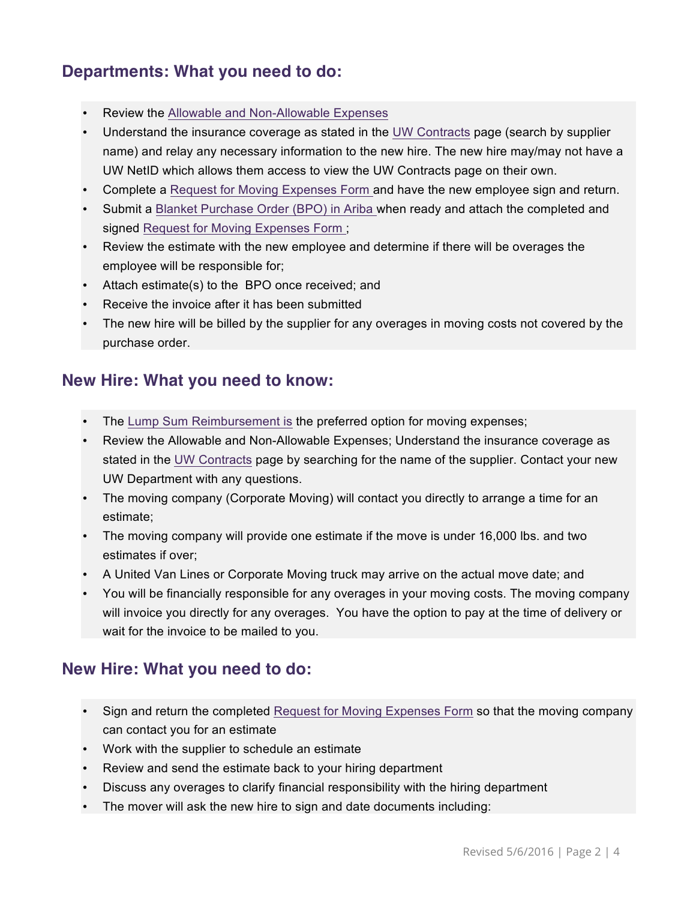## Departments: What you need to do:

- Review the Allowable and Non-Allowable Expenses
- Understand the insurance coverage as stated in the UW Contracts page (search by supplier name) and relay any necessary information to the new hire. The new hire may/may not have a UW NetID which allows them access to view the UW Contracts page on their own.
- Complete a Request for Moving Expenses Form and have the new employee sign and return.
- Submit a Blanket Purchase Order (BPO) in Ariba when ready and attach the completed and signed Request for Moving Expenses Form ;
- Review the estimate with the new employee and determine if there will be overages the employee will be responsible for;
- Attach estimate(s) to the BPO once received; and
- Receive the invoice after it has been submitted
- The new hire will be billed by the supplier for any overages in moving costs not covered by the purchase order.

## New Hire: What you need to know:

- The Lump Sum Reimbursement is the preferred option for moving expenses;
- Review the Allowable and Non-Allowable Expenses; Understand the insurance coverage as stated in the UW Contracts page by searching for the name of the supplier. Contact your new UW Department with any questions.
- The moving company (Corporate Moving) will contact you directly to arrange a time for an estimate;
- The moving company will provide one estimate if the move is under 16,000 lbs. and two estimates if over;
- A United Van Lines or Corporate Moving truck may arrive on the actual move date; and
- You will be financially responsible for any overages in your moving costs. The moving company will invoice you directly for any overages. You have the option to pay at the time of delivery or wait for the invoice to be mailed to you.

## New Hire: What you need to do:

- Sign and return the completed Request for Moving Expenses Form so that the moving company can contact you for an estimate
- Work with the supplier to schedule an estimate
- Review and send the estimate back to your hiring department
- Discuss any overages to clarify financial responsibility with the hiring department
- The mover will ask the new hire to sign and date documents including: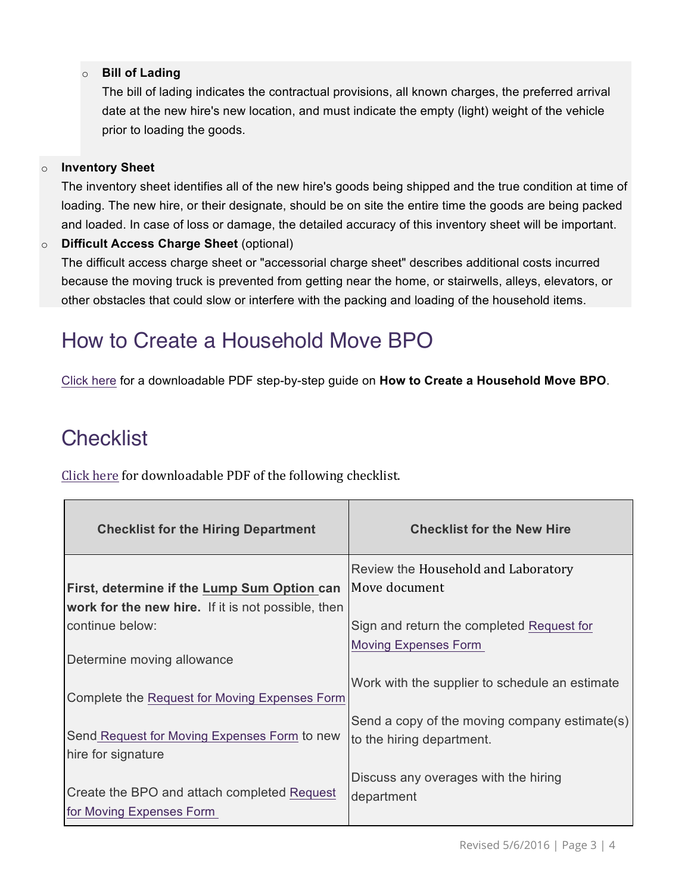- **Bill of Lading**
  The bill of lading indicates the contractual provisions, all known charges, the preferred arrival date at the new hire's new location, and must indicate the empty (light) weight of the vehicle prior to loading the goods.

- **Inventory Sheet**
  The inventory sheet identifies all of the new hire's goods being shipped and the true condition at time of loading. The new hire, or their designate, should be on site the entire time the goods are being packed and loaded. In case of loss or damage, the detailed accuracy of this inventory sheet will be important.
- **Difficult Access Charge Sheet** (optional)
  The difficult access charge sheet or "accessorial charge sheet" describes additional costs incurred because the moving truck is prevented from getting near the home, or stairwells, alleys, elevators, or other obstacles that could slow or interfere with the packing and loading of the household items.

## How to Create a Household Move BPO

Click here for a downloadable PDF step-by-step guide on **How to Create a Household Move BPO**.

## Checklist

Click here for downloadable PDF of the following checklist.

| Checklist for the Hiring Department | Checklist for the New Hire |
|---|---|
| **First, determine if the Lump Sum Option can work for the new hire.** If it is not possible, then continue below:<br><br>Determine moving allowance<br><br>Complete the Request for Moving Expenses Form<br><br>Send Request for Moving Expenses Form to new hire for signature<br><br>Create the BPO and attach completed Request for Moving Expenses Form | Review the Household and Laboratory Move document<br><br>Sign and return the completed Request for Moving Expenses Form<br><br>Work with the supplier to schedule an estimate<br><br>Send a copy of the moving company estimate(s) to the hiring department.<br><br>Discuss any overages with the hiring department |

Revised 5/6/2016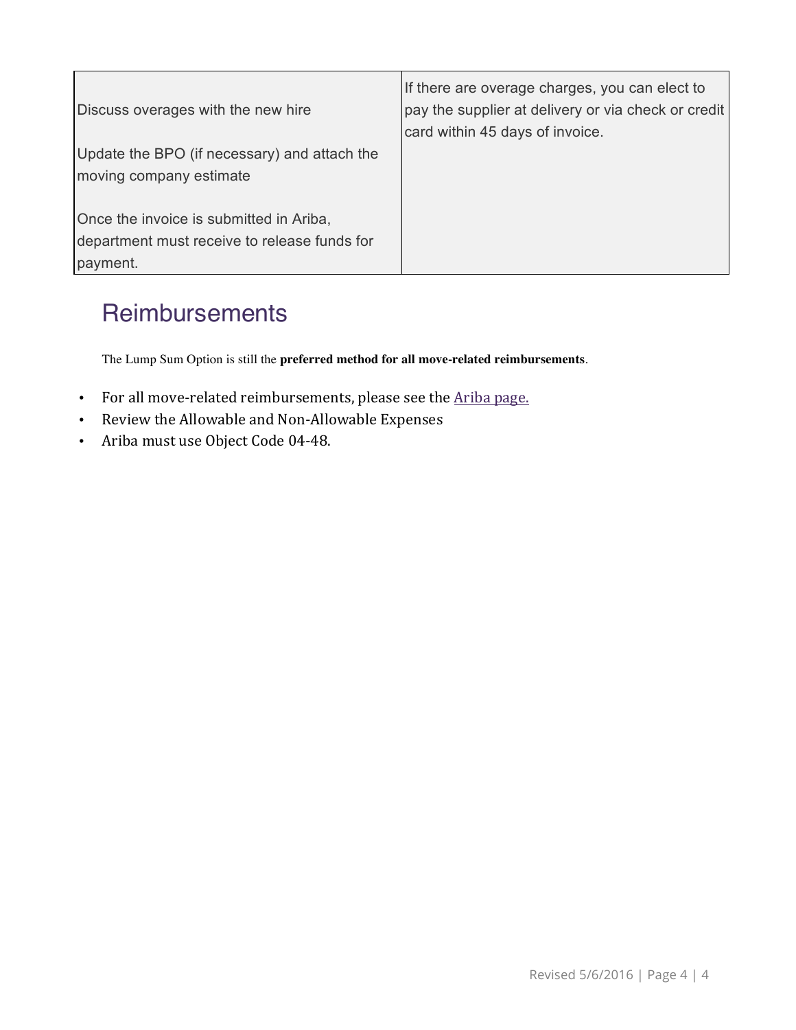| | |
|---|---|
| Discuss overages with the new hire<br><br>Update the BPO (if necessary) and attach the moving company estimate<br><br>Once the invoice is submitted in Ariba, department must receive to release funds for payment. | If there are overage charges, you can elect to pay the supplier at delivery or via check or credit card within 45 days of invoice. |

## Reimbursements

The Lump Sum Option is still the **preferred method for all move-related reimbursements**.

- For all move-related reimbursements, please see the Ariba page.
- Review the Allowable and Non-Allowable Expenses
- Ariba must use Object Code 04-48.